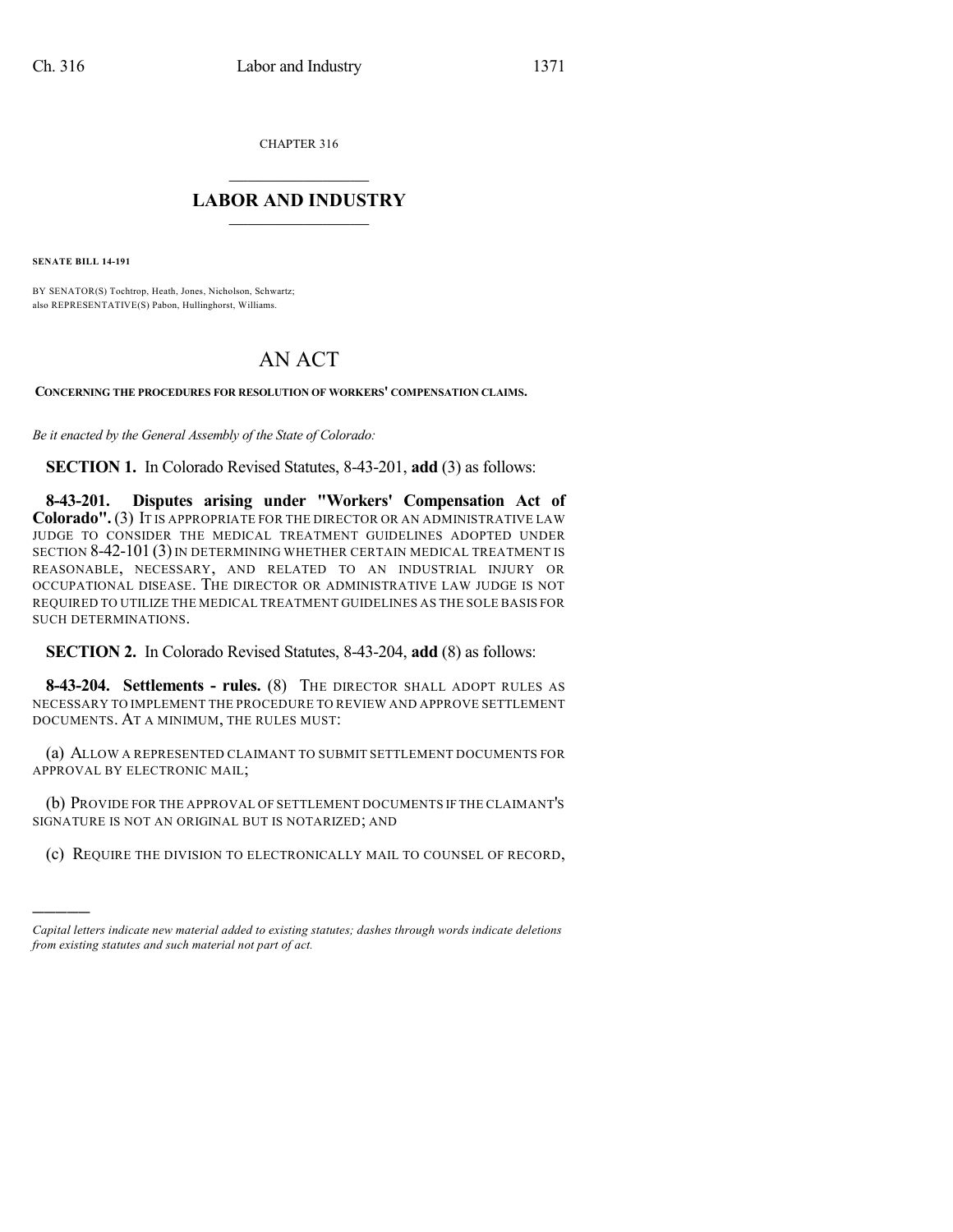CHAPTER 316

# LABOR AND INDUSTRY

**SENATE BILL 14-191**

BY SENATOR(S) Tochtrop, Heath, Jones, Nicholson, Schwartz;
also REPRESENTATIVE(S) Pabon, Hullinghorst, Williams.

# AN ACT

**CONCERNING THE PROCEDURES FOR RESOLUTION OF WORKERS' COMPENSATION CLAIMS.**

*Be it enacted by the General Assembly of the State of Colorado:*

**SECTION 1.** In Colorado Revised Statutes, 8-43-201, **add** (3) as follows:

**8-43-201. Disputes arising under "Workers' Compensation Act of Colorado".** (3) IT IS APPROPRIATE FOR THE DIRECTOR OR AN ADMINISTRATIVE LAW JUDGE TO CONSIDER THE MEDICAL TREATMENT GUIDELINES ADOPTED UNDER SECTION 8-42-101 (3) IN DETERMINING WHETHER CERTAIN MEDICAL TREATMENT IS REASONABLE, NECESSARY, AND RELATED TO AN INDUSTRIAL INJURY OR OCCUPATIONAL DISEASE. THE DIRECTOR OR ADMINISTRATIVE LAW JUDGE IS NOT REQUIRED TO UTILIZE THE MEDICAL TREATMENT GUIDELINES AS THE SOLE BASIS FOR SUCH DETERMINATIONS.

**SECTION 2.** In Colorado Revised Statutes, 8-43-204, **add** (8) as follows:

**8-43-204. Settlements - rules.** (8) THE DIRECTOR SHALL ADOPT RULES AS NECESSARY TO IMPLEMENT THE PROCEDURE TO REVIEW AND APPROVE SETTLEMENT DOCUMENTS. AT A MINIMUM, THE RULES MUST:

(a) ALLOW A REPRESENTED CLAIMANT TO SUBMIT SETTLEMENT DOCUMENTS FOR APPROVAL BY ELECTRONIC MAIL;

(b) PROVIDE FOR THE APPROVAL OF SETTLEMENT DOCUMENTS IF THE CLAIMANT'S SIGNATURE IS NOT AN ORIGINAL BUT IS NOTARIZED; AND

(c) REQUIRE THE DIVISION TO ELECTRONICALLY MAIL TO COUNSEL OF RECORD,

---

*Capital letters indicate new material added to existing statutes; dashes through words indicate deletions from existing statutes and such material not part of act.*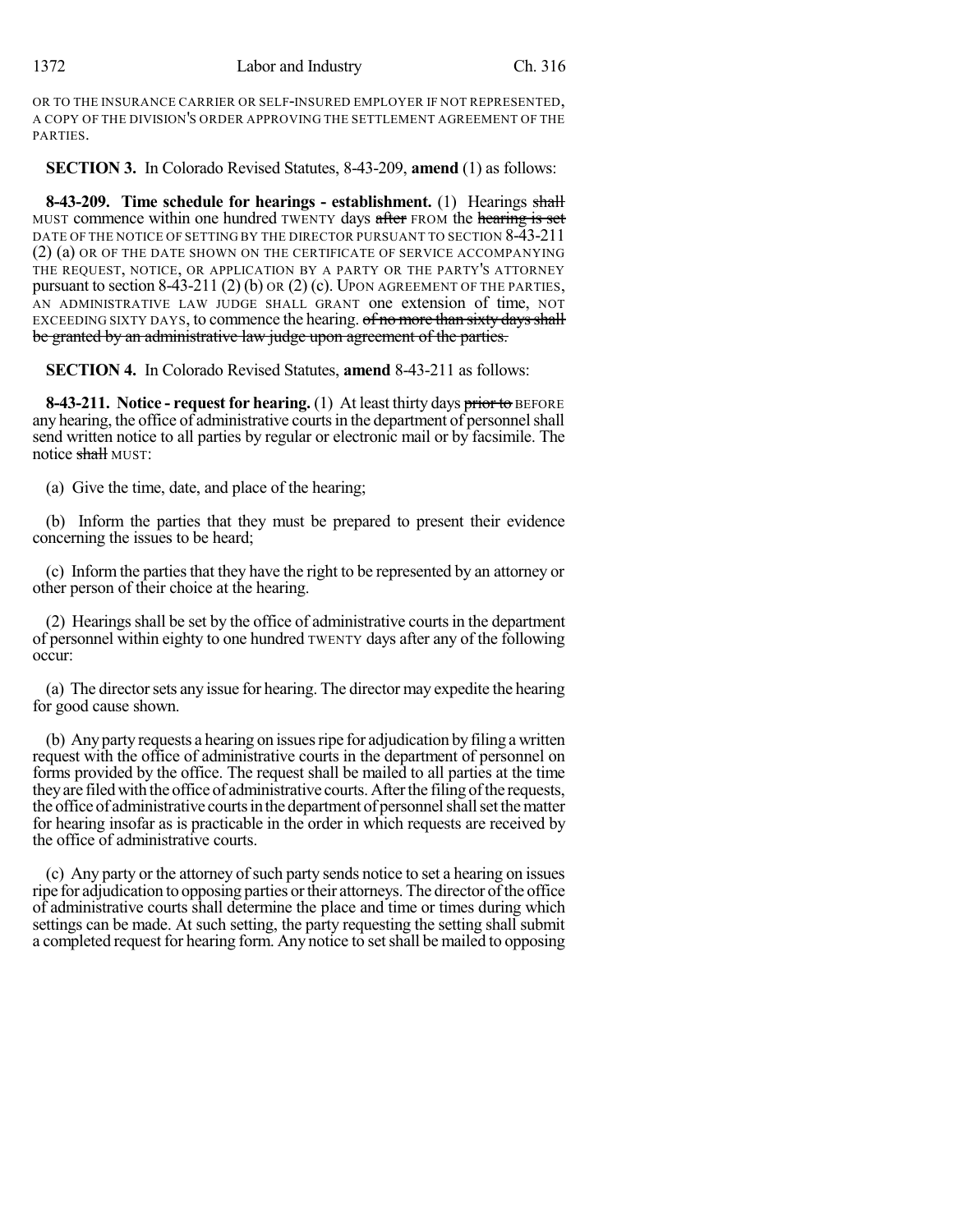OR TO THE INSURANCE CARRIER OR SELF-INSURED EMPLOYER IF NOT REPRESENTED, A COPY OF THE DIVISION'S ORDER APPROVING THE SETTLEMENT AGREEMENT OF THE PARTIES.

**SECTION 3.** In Colorado Revised Statutes, 8-43-209, **amend** (1) as follows:

**8-43-209. Time schedule for hearings - establishment.** (1) Hearings ~~shall~~ MUST commence within one hundred TWENTY days ~~after~~ FROM the ~~hearing is set~~ DATE OF THE NOTICE OF SETTING BY THE DIRECTOR PURSUANT TO SECTION 8-43-211 (2) (a) OR OF THE DATE SHOWN ON THE CERTIFICATE OF SERVICE ACCOMPANYING THE REQUEST, NOTICE, OR APPLICATION BY A PARTY OR THE PARTY'S ATTORNEY pursuant to section 8-43-211 (2) (b) OR (2) (c). UPON AGREEMENT OF THE PARTIES, AN ADMINISTRATIVE LAW JUDGE SHALL GRANT one extension of time, NOT EXCEEDING SIXTY DAYS, to commence the hearing. ~~of no more than sixty days shall be granted by an administrative law judge upon agreement of the parties.~~

**SECTION 4.** In Colorado Revised Statutes, **amend** 8-43-211 as follows:

**8-43-211. Notice - request for hearing.** (1) At least thirty days ~~prior to~~ BEFORE any hearing, the office of administrative courts in the department of personnel shall send written notice to all parties by regular or electronic mail or by facsimile. The notice ~~shall~~ MUST:

(a) Give the time, date, and place of the hearing;

(b) Inform the parties that they must be prepared to present their evidence concerning the issues to be heard;

(c) Inform the parties that they have the right to be represented by an attorney or other person of their choice at the hearing.

(2) Hearings shall be set by the office of administrative courts in the department of personnel within eighty to one hundred TWENTY days after any of the following occur:

(a) The director sets any issue for hearing. The director may expedite the hearing for good cause shown.

(b) Any party requests a hearing on issues ripe for adjudication by filing a written request with the office of administrative courts in the department of personnel on forms provided by the office. The request shall be mailed to all parties at the time they are filed with the office of administrative courts. After the filing of the requests, the office of administrative courts in the department of personnel shall set the matter for hearing insofar as is practicable in the order in which requests are received by the office of administrative courts.

(c) Any party or the attorney of such party sends notice to set a hearing on issues ripe for adjudication to opposing parties or their attorneys. The director of the office of administrative courts shall determine the place and time or times during which settings can be made. At such setting, the party requesting the setting shall submit a completed request for hearing form. Any notice to set shall be mailed to opposing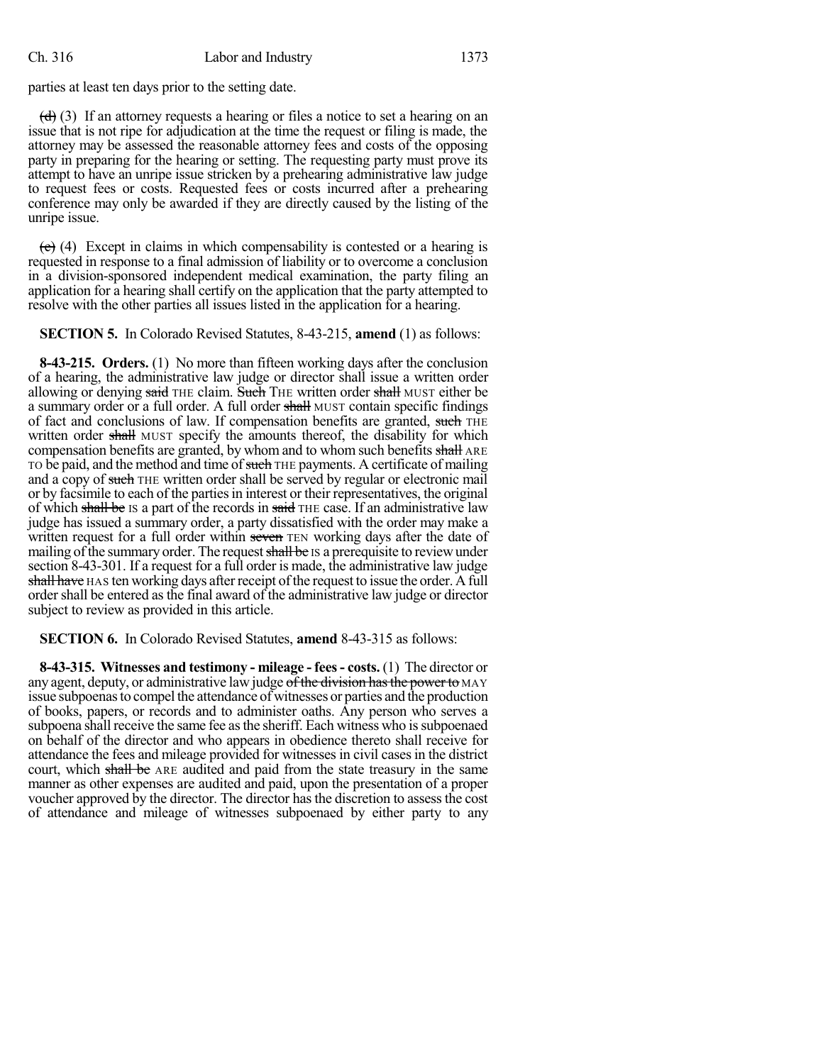parties at least ten days prior to the setting date.

~~(d)~~ (3) If an attorney requests a hearing or files a notice to set a hearing on an issue that is not ripe for adjudication at the time the request or filing is made, the attorney may be assessed the reasonable attorney fees and costs of the opposing party in preparing for the hearing or setting. The requesting party must prove its attempt to have an unripe issue stricken by a prehearing administrative law judge to request fees or costs. Requested fees or costs incurred after a prehearing conference may only be awarded if they are directly caused by the listing of the unripe issue.

~~(e)~~ (4) Except in claims in which compensability is contested or a hearing is requested in response to a final admission of liability or to overcome a conclusion in a division-sponsored independent medical examination, the party filing an application for a hearing shall certify on the application that the party attempted to resolve with the other parties all issues listed in the application for a hearing.

**SECTION 5.** In Colorado Revised Statutes, 8-43-215, **amend** (1) as follows:

**8-43-215. Orders.** (1) No more than fifteen working days after the conclusion of a hearing, the administrative law judge or director shall issue a written order allowing or denying ~~said~~ THE claim. ~~Such~~ THE written order ~~shall~~ MUST either be a summary order or a full order. A full order ~~shall~~ MUST contain specific findings of fact and conclusions of law. If compensation benefits are granted, ~~such~~ THE written order ~~shall~~ MUST specify the amounts thereof, the disability for which compensation benefits are granted, by whom and to whom such benefits ~~shall~~ ARE TO be paid, and the method and time of ~~such~~ THE payments. A certificate of mailing and a copy of ~~such~~ THE written order shall be served by regular or electronic mail or by facsimile to each of the parties in interest or their representatives, the original of which ~~shall be~~ IS a part of the records in ~~said~~ THE case. If an administrative law judge has issued a summary order, a party dissatisfied with the order may make a written request for a full order within ~~seven~~ TEN working days after the date of mailing of the summary order. The request ~~shall be~~ IS a prerequisite to review under section 8-43-301. If a request for a full order is made, the administrative law judge ~~shall have~~ HAS ten working days after receipt of the request to issue the order. A full order shall be entered as the final award of the administrative law judge or director subject to review as provided in this article.

**SECTION 6.** In Colorado Revised Statutes, **amend** 8-43-315 as follows:

**8-43-315. Witnesses and testimony - mileage - fees - costs.** (1) The director or any agent, deputy, or administrative law judge ~~of the division has the power to~~ MAY issue subpoenas to compel the attendance of witnesses or parties and the production of books, papers, or records and to administer oaths. Any person who serves a subpoena shall receive the same fee as the sheriff. Each witness who is subpoenaed on behalf of the director and who appears in obedience thereto shall receive for attendance the fees and mileage provided for witnesses in civil cases in the district court, which ~~shall be~~ ARE audited and paid from the state treasury in the same manner as other expenses are audited and paid, upon the presentation of a proper voucher approved by the director. The director has the discretion to assess the cost of attendance and mileage of witnesses subpoenaed by either party to any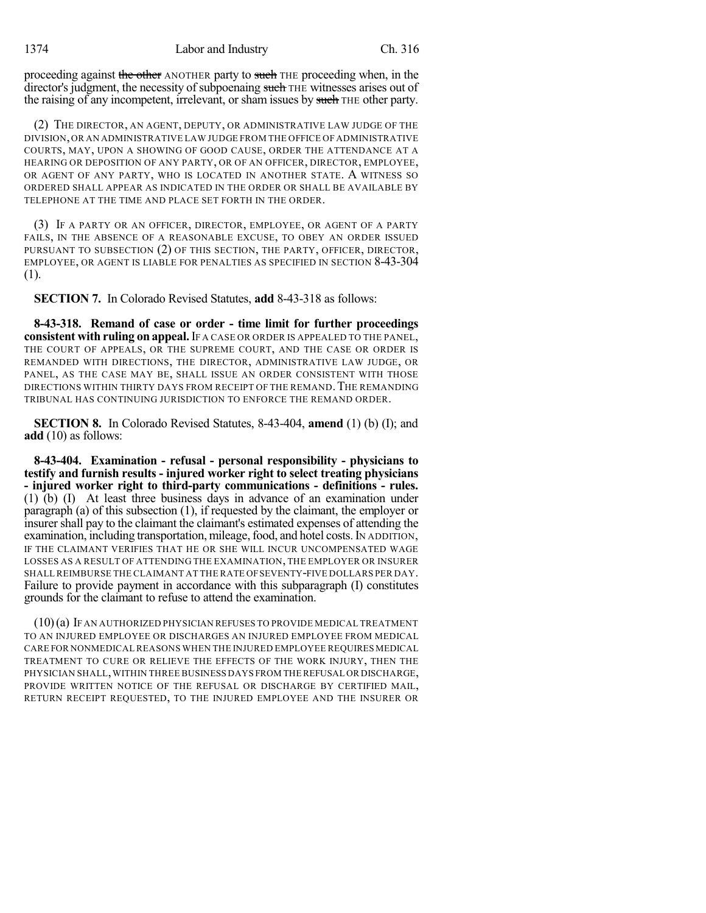proceeding against ~~the other~~ ANOTHER party to ~~such~~ THE proceeding when, in the director's judgment, the necessity of subpoenaing ~~such~~ THE witnesses arises out of the raising of any incompetent, irrelevant, or sham issues by ~~such~~ THE other party.

(2) THE DIRECTOR, AN AGENT, DEPUTY, OR ADMINISTRATIVE LAW JUDGE OF THE DIVISION, OR AN ADMINISTRATIVE LAW JUDGE FROM THE OFFICE OF ADMINISTRATIVE COURTS, MAY, UPON A SHOWING OF GOOD CAUSE, ORDER THE ATTENDANCE AT A HEARING OR DEPOSITION OF ANY PARTY, OR OF AN OFFICER, DIRECTOR, EMPLOYEE, OR AGENT OF ANY PARTY, WHO IS LOCATED IN ANOTHER STATE. A WITNESS SO ORDERED SHALL APPEAR AS INDICATED IN THE ORDER OR SHALL BE AVAILABLE BY TELEPHONE AT THE TIME AND PLACE SET FORTH IN THE ORDER.

(3) IF A PARTY OR AN OFFICER, DIRECTOR, EMPLOYEE, OR AGENT OF A PARTY FAILS, IN THE ABSENCE OF A REASONABLE EXCUSE, TO OBEY AN ORDER ISSUED PURSUANT TO SUBSECTION (2) OF THIS SECTION, THE PARTY, OFFICER, DIRECTOR, EMPLOYEE, OR AGENT IS LIABLE FOR PENALTIES AS SPECIFIED IN SECTION 8-43-304 (1).

**SECTION 7.** In Colorado Revised Statutes, **add** 8-43-318 as follows:

**8-43-318. Remand of case or order - time limit for further proceedings consistent with ruling on appeal.** IF A CASE OR ORDER IS APPEALED TO THE PANEL, THE COURT OF APPEALS, OR THE SUPREME COURT, AND THE CASE OR ORDER IS REMANDED WITH DIRECTIONS, THE DIRECTOR, ADMINISTRATIVE LAW JUDGE, OR PANEL, AS THE CASE MAY BE, SHALL ISSUE AN ORDER CONSISTENT WITH THOSE DIRECTIONS WITHIN THIRTY DAYS FROM RECEIPT OF THE REMAND. THE REMANDING TRIBUNAL HAS CONTINUING JURISDICTION TO ENFORCE THE REMAND ORDER.

**SECTION 8.** In Colorado Revised Statutes, 8-43-404, **amend** (1) (b) (I); and **add** (10) as follows:

**8-43-404. Examination - refusal - personal responsibility - physicians to testify and furnish results - injured worker right to select treating physicians - injured worker right to third-party communications - definitions - rules.** (1) (b) (I) At least three business days in advance of an examination under paragraph (a) of this subsection (1), if requested by the claimant, the employer or insurer shall pay to the claimant the claimant's estimated expenses of attending the examination, including transportation, mileage, food, and hotel costs. IN ADDITION, IF THE CLAIMANT VERIFIES THAT HE OR SHE WILL INCUR UNCOMPENSATED WAGE LOSSES AS A RESULT OF ATTENDING THE EXAMINATION, THE EMPLOYER OR INSURER SHALL REIMBURSE THE CLAIMANT AT THE RATE OF SEVENTY-FIVE DOLLARS PER DAY. Failure to provide payment in accordance with this subparagraph (I) constitutes grounds for the claimant to refuse to attend the examination.

(10) (a) IF AN AUTHORIZED PHYSICIAN REFUSES TO PROVIDE MEDICAL TREATMENT TO AN INJURED EMPLOYEE OR DISCHARGES AN INJURED EMPLOYEE FROM MEDICAL CARE FOR NONMEDICAL REASONS WHEN THE INJURED EMPLOYEE REQUIRES MEDICAL TREATMENT TO CURE OR RELIEVE THE EFFECTS OF THE WORK INJURY, THEN THE PHYSICIAN SHALL, WITHIN THREE BUSINESS DAYS FROM THE REFUSAL OR DISCHARGE, PROVIDE WRITTEN NOTICE OF THE REFUSAL OR DISCHARGE BY CERTIFIED MAIL, RETURN RECEIPT REQUESTED, TO THE INJURED EMPLOYEE AND THE INSURER OR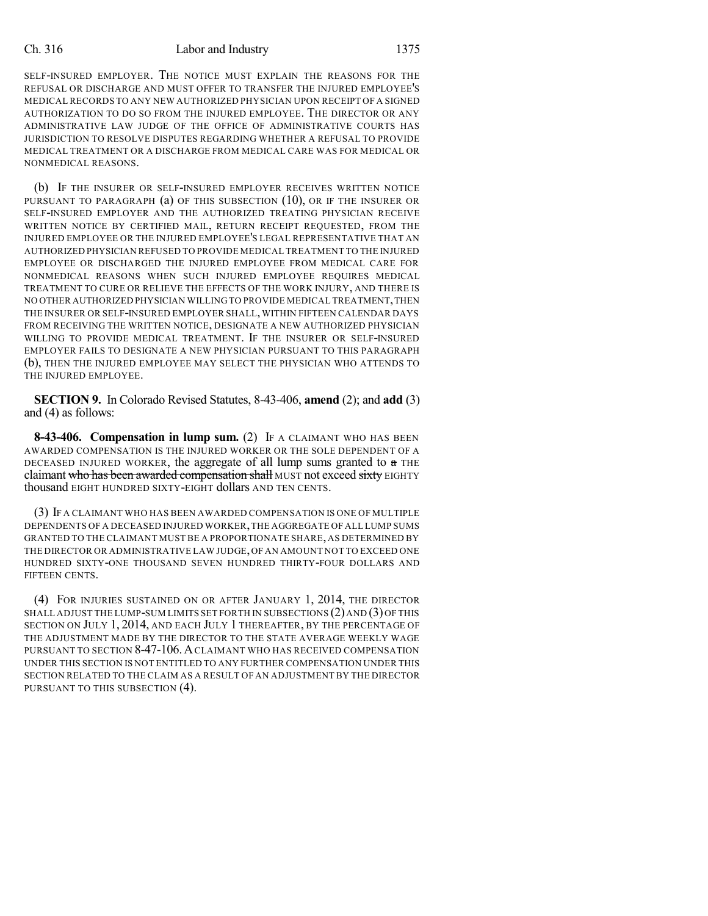SELF-INSURED EMPLOYER. THE NOTICE MUST EXPLAIN THE REASONS FOR THE REFUSAL OR DISCHARGE AND MUST OFFER TO TRANSFER THE INJURED EMPLOYEE'S MEDICAL RECORDS TO ANY NEW AUTHORIZED PHYSICIAN UPON RECEIPT OF A SIGNED AUTHORIZATION TO DO SO FROM THE INJURED EMPLOYEE. THE DIRECTOR OR ANY ADMINISTRATIVE LAW JUDGE OF THE OFFICE OF ADMINISTRATIVE COURTS HAS JURISDICTION TO RESOLVE DISPUTES REGARDING WHETHER A REFUSAL TO PROVIDE MEDICAL TREATMENT OR A DISCHARGE FROM MEDICAL CARE WAS FOR MEDICAL OR NONMEDICAL REASONS.

(b) IF THE INSURER OR SELF-INSURED EMPLOYER RECEIVES WRITTEN NOTICE PURSUANT TO PARAGRAPH (a) OF THIS SUBSECTION (10), OR IF THE INSURER OR SELF-INSURED EMPLOYER AND THE AUTHORIZED TREATING PHYSICIAN RECEIVE WRITTEN NOTICE BY CERTIFIED MAIL, RETURN RECEIPT REQUESTED, FROM THE INJURED EMPLOYEE OR THE INJURED EMPLOYEE'S LEGAL REPRESENTATIVE THAT AN AUTHORIZED PHYSICIAN REFUSED TO PROVIDE MEDICAL TREATMENT TO THE INJURED EMPLOYEE OR DISCHARGED THE INJURED EMPLOYEE FROM MEDICAL CARE FOR NONMEDICAL REASONS WHEN SUCH INJURED EMPLOYEE REQUIRES MEDICAL TREATMENT TO CURE OR RELIEVE THE EFFECTS OF THE WORK INJURY, AND THERE IS NO OTHER AUTHORIZED PHYSICIAN WILLING TO PROVIDE MEDICAL TREATMENT, THEN THE INSURER OR SELF-INSURED EMPLOYER SHALL, WITHIN FIFTEEN CALENDAR DAYS FROM RECEIVING THE WRITTEN NOTICE, DESIGNATE A NEW AUTHORIZED PHYSICIAN WILLING TO PROVIDE MEDICAL TREATMENT. IF THE INSURER OR SELF-INSURED EMPLOYER FAILS TO DESIGNATE A NEW PHYSICIAN PURSUANT TO THIS PARAGRAPH (b), THEN THE INJURED EMPLOYEE MAY SELECT THE PHYSICIAN WHO ATTENDS TO THE INJURED EMPLOYEE.

**SECTION 9.** In Colorado Revised Statutes, 8-43-406, **amend** (2); and **add** (3) and (4) as follows:

**8-43-406. Compensation in lump sum.** (2) IF A CLAIMANT WHO HAS BEEN AWARDED COMPENSATION IS THE INJURED WORKER OR THE SOLE DEPENDENT OF A DECEASED INJURED WORKER, the aggregate of all lump sums granted to ~~a~~ THE claimant ~~who has been awarded compensation shall~~ MUST not exceed ~~sixty~~ EIGHTY thousand EIGHT HUNDRED SIXTY-EIGHT dollars AND TEN CENTS.

(3) IF A CLAIMANT WHO HAS BEEN AWARDED COMPENSATION IS ONE OF MULTIPLE DEPENDENTS OF A DECEASED INJURED WORKER, THE AGGREGATE OF ALL LUMP SUMS GRANTED TO THE CLAIMANT MUST BE A PROPORTIONATE SHARE, AS DETERMINED BY THE DIRECTOR OR ADMINISTRATIVE LAW JUDGE, OF AN AMOUNT NOT TO EXCEED ONE HUNDRED SIXTY-ONE THOUSAND SEVEN HUNDRED THIRTY-FOUR DOLLARS AND FIFTEEN CENTS.

(4) FOR INJURIES SUSTAINED ON OR AFTER JANUARY 1, 2014, THE DIRECTOR SHALL ADJUST THE LUMP-SUM LIMITS SET FORTH IN SUBSECTIONS (2) AND (3) OF THIS SECTION ON JULY 1, 2014, AND EACH JULY 1 THEREAFTER, BY THE PERCENTAGE OF THE ADJUSTMENT MADE BY THE DIRECTOR TO THE STATE AVERAGE WEEKLY WAGE PURSUANT TO SECTION 8-47-106. A CLAIMANT WHO HAS RECEIVED COMPENSATION UNDER THIS SECTION IS NOT ENTITLED TO ANY FURTHER COMPENSATION UNDER THIS SECTION RELATED TO THE CLAIM AS A RESULT OF AN ADJUSTMENT BY THE DIRECTOR PURSUANT TO THIS SUBSECTION (4).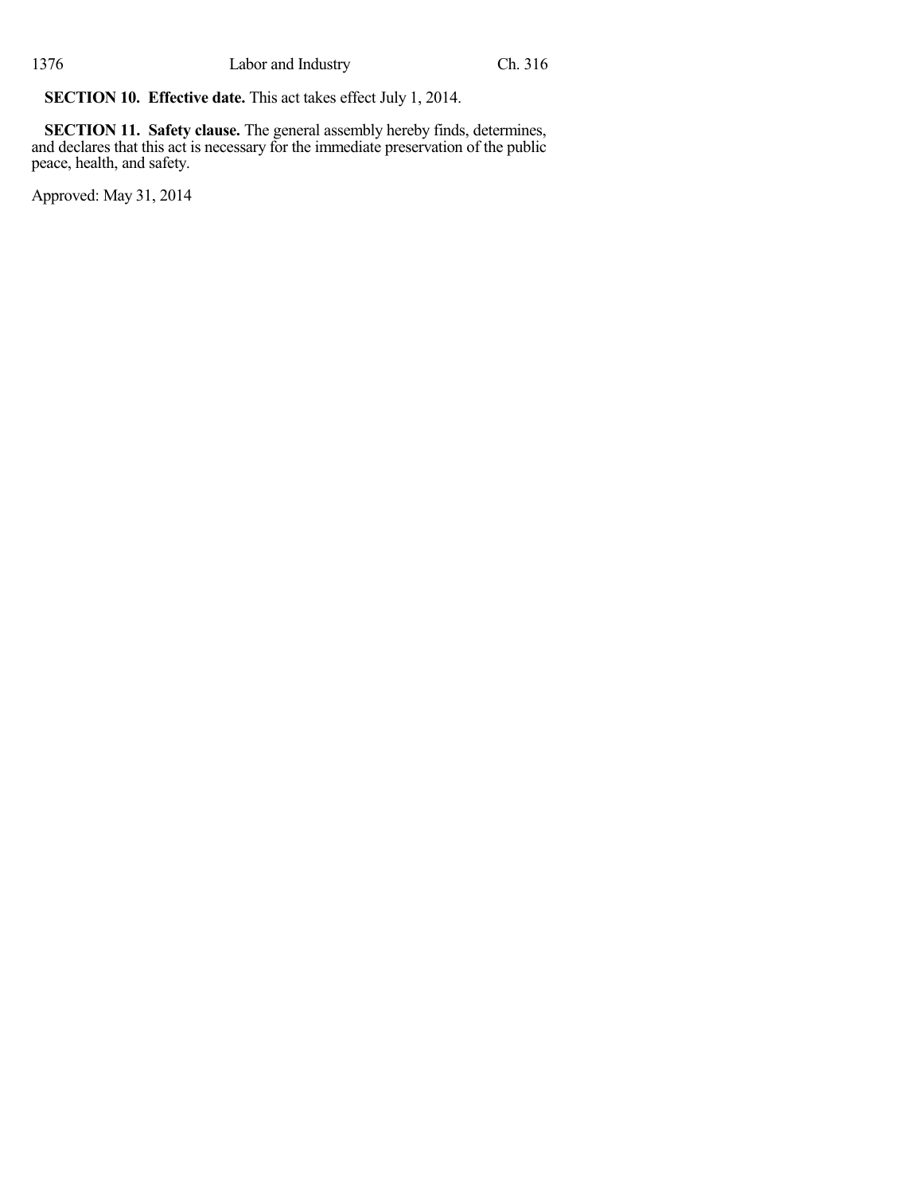**SECTION 10. Effective date.** This act takes effect July 1, 2014.

**SECTION 11. Safety clause.** The general assembly hereby finds, determines, and declares that this act is necessary for the immediate preservation of the public peace, health, and safety.

Approved: May 31, 2014